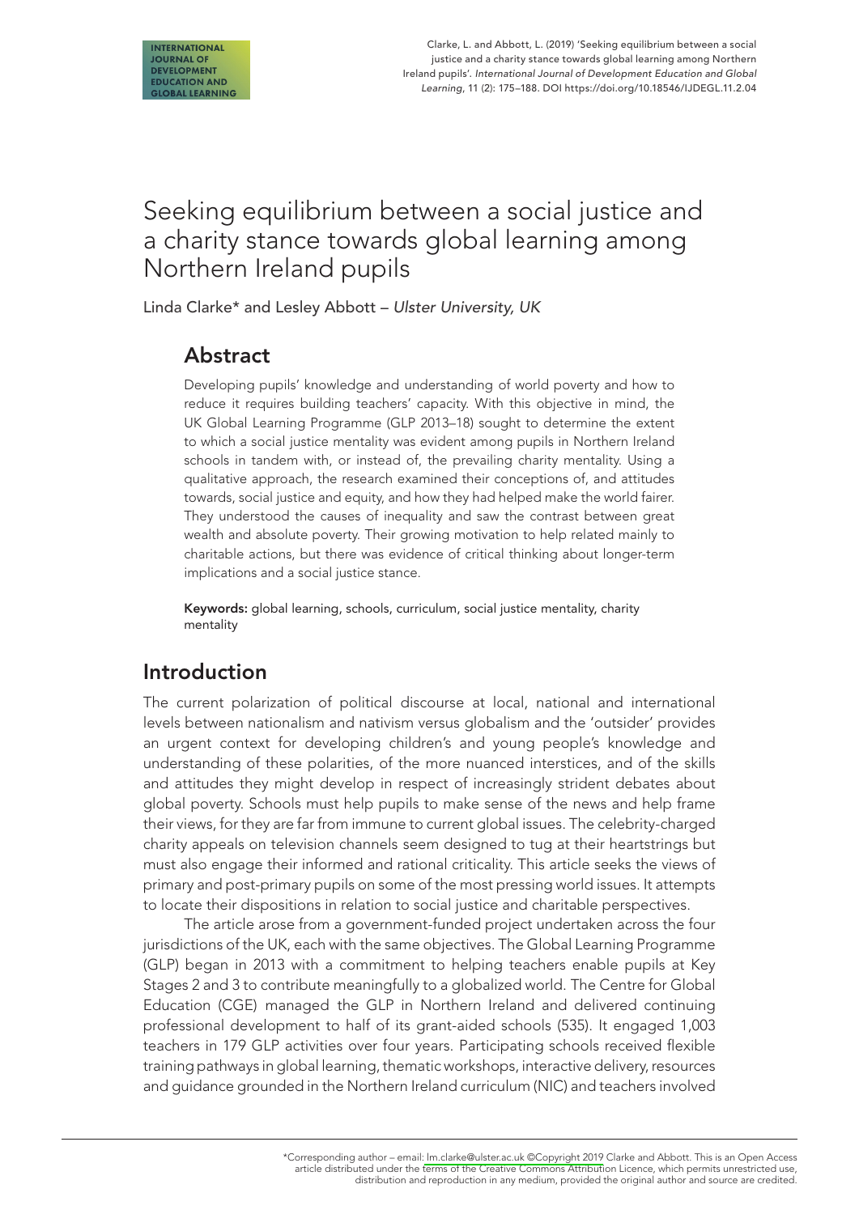Clarke, L. and Abbott, L. (2019) 'Seeking equilibrium between a social justice and a charity stance towards global learning among Northern Ireland pupils'. *International Journal of Development Education and Global Learning*, 11 (2): 175–188. DOI https://doi.org/10.18546/IJDEGL.11.2.04

# Seeking equilibrium between a social justice and a charity stance towards global learning among Northern Ireland pupils

Linda Clarke* and Lesley Abbott – *Ulster University, UK*

## Abstract

Developing pupils' knowledge and understanding of world poverty and how to reduce it requires building teachers' capacity. With this objective in mind, the UK Global Learning Programme (GLP 2013–18) sought to determine the extent to which a social justice mentality was evident among pupils in Northern Ireland schools in tandem with, or instead of, the prevailing charity mentality. Using a qualitative approach, the research examined their conceptions of, and attitudes towards, social justice and equity, and how they had helped make the world fairer. They understood the causes of inequality and saw the contrast between great wealth and absolute poverty. Their growing motivation to help related mainly to charitable actions, but there was evidence of critical thinking about longer-term implications and a social justice stance.

**Keywords:** global learning, schools, curriculum, social justice mentality, charity mentality

## Introduction

The current polarization of political discourse at local, national and international levels between nationalism and nativism versus globalism and the 'outsider' provides an urgent context for developing children's and young people's knowledge and understanding of these polarities, of the more nuanced interstices, and of the skills and attitudes they might develop in respect of increasingly strident debates about global poverty. Schools must help pupils to make sense of the news and help frame their views, for they are far from immune to current global issues. The celebrity-charged charity appeals on television channels seem designed to tug at their heartstrings but must also engage their informed and rational criticality. This article seeks the views of primary and post-primary pupils on some of the most pressing world issues. It attempts to locate their dispositions in relation to social justice and charitable perspectives.

The article arose from a government-funded project undertaken across the four jurisdictions of the UK, each with the same objectives. The Global Learning Programme (GLP) began in 2013 with a commitment to helping teachers enable pupils at Key Stages 2 and 3 to contribute meaningfully to a globalized world. The Centre for Global Education (CGE) managed the GLP in Northern Ireland and delivered continuing professional development to half of its grant-aided schools (535). It engaged 1,003 teachers in 179 GLP activities over four years. Participating schools received flexible training pathways in global learning, thematic workshops, interactive delivery, resources and guidance grounded in the Northern Ireland curriculum (NIC) and teachers involved

*Corresponding author – email: lm.clarke@ulster.ac.uk ©Copyright 2019 Clarke and Abbott. This is an Open Access article distributed under the terms of the Creative Commons Attribution Licence, which permits unrestricted use, distribution and reproduction in any medium, provided the original author and source are credited.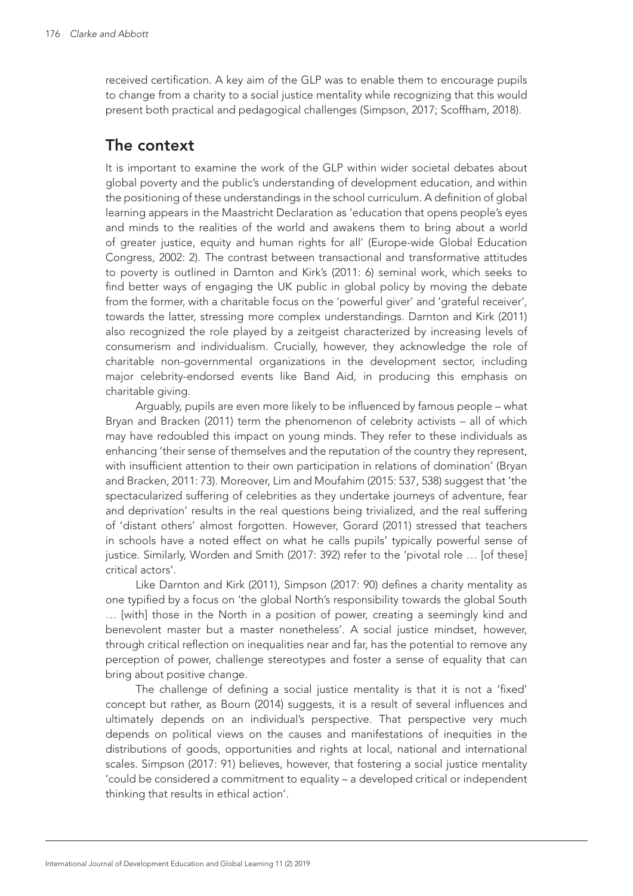received certification. A key aim of the GLP was to enable them to encourage pupils to change from a charity to a social justice mentality while recognizing that this would present both practical and pedagogical challenges (Simpson, 2017; Scoffham, 2018).

## The context

It is important to examine the work of the GLP within wider societal debates about global poverty and the public's understanding of development education, and within the positioning of these understandings in the school curriculum. A definition of global learning appears in the Maastricht Declaration as 'education that opens people's eyes and minds to the realities of the world and awakens them to bring about a world of greater justice, equity and human rights for all' (Europe-wide Global Education Congress, 2002: 2). The contrast between transactional and transformative attitudes to poverty is outlined in Darnton and Kirk's (2011: 6) seminal work, which seeks to find better ways of engaging the UK public in global policy by moving the debate from the former, with a charitable focus on the 'powerful giver' and 'grateful receiver', towards the latter, stressing more complex understandings. Darnton and Kirk (2011) also recognized the role played by a zeitgeist characterized by increasing levels of consumerism and individualism. Crucially, however, they acknowledge the role of charitable non-governmental organizations in the development sector, including major celebrity-endorsed events like Band Aid, in producing this emphasis on charitable giving.

Arguably, pupils are even more likely to be influenced by famous people – what Bryan and Bracken (2011) term the phenomenon of celebrity activists – all of which may have redoubled this impact on young minds. They refer to these individuals as enhancing 'their sense of themselves and the reputation of the country they represent, with insufficient attention to their own participation in relations of domination' (Bryan and Bracken, 2011: 73). Moreover, Lim and Moufahim (2015: 537, 538) suggest that 'the spectacularized suffering of celebrities as they undertake journeys of adventure, fear and deprivation' results in the real questions being trivialized, and the real suffering of 'distant others' almost forgotten. However, Gorard (2011) stressed that teachers in schools have a noted effect on what he calls pupils' typically powerful sense of justice. Similarly, Worden and Smith (2017: 392) refer to the 'pivotal role … [of these] critical actors'.

Like Darnton and Kirk (2011), Simpson (2017: 90) defines a charity mentality as one typified by a focus on 'the global North's responsibility towards the global South … [with] those in the North in a position of power, creating a seemingly kind and benevolent master but a master nonetheless'. A social justice mindset, however, through critical reflection on inequalities near and far, has the potential to remove any perception of power, challenge stereotypes and foster a sense of equality that can bring about positive change.

The challenge of defining a social justice mentality is that it is not a 'fixed' concept but rather, as Bourn (2014) suggests, it is a result of several influences and ultimately depends on an individual's perspective. That perspective very much depends on political views on the causes and manifestations of inequities in the distributions of goods, opportunities and rights at local, national and international scales. Simpson (2017: 91) believes, however, that fostering a social justice mentality 'could be considered a commitment to equality – a developed critical or independent thinking that results in ethical action'.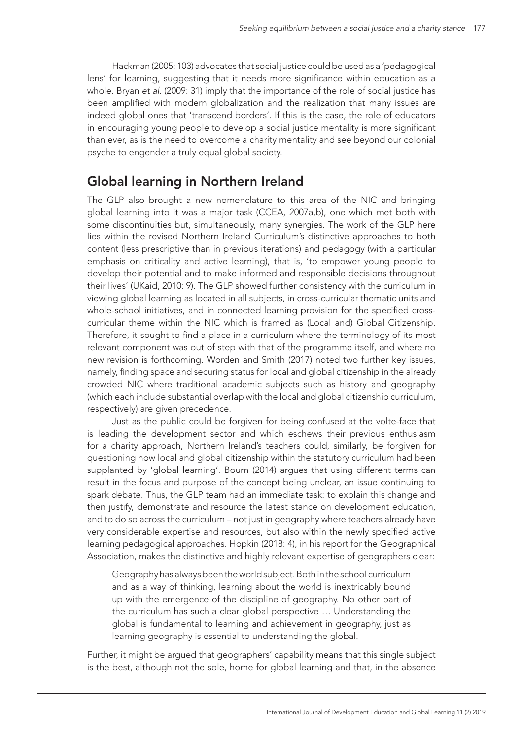Hackman (2005: 103) advocates that social justice could be used as a 'pedagogical lens' for learning, suggesting that it needs more significance within education as a whole. Bryan *et al*. (2009: 31) imply that the importance of the role of social justice has been amplified with modern globalization and the realization that many issues are indeed global ones that 'transcend borders'. If this is the case, the role of educators in encouraging young people to develop a social justice mentality is more significant than ever, as is the need to overcome a charity mentality and see beyond our colonial psyche to engender a truly equal global society.

## Global learning in Northern Ireland

The GLP also brought a new nomenclature to this area of the NIC and bringing global learning into it was a major task (CCEA, 2007a,b), one which met both with some discontinuities but, simultaneously, many synergies. The work of the GLP here lies within the revised Northern Ireland Curriculum's distinctive approaches to both content (less prescriptive than in previous iterations) and pedagogy (with a particular emphasis on criticality and active learning), that is, 'to empower young people to develop their potential and to make informed and responsible decisions throughout their lives' (UKaid, 2010: 9). The GLP showed further consistency with the curriculum in viewing global learning as located in all subjects, in cross-curricular thematic units and whole-school initiatives, and in connected learning provision for the specified cross-curricular theme within the NIC which is framed as (Local and) Global Citizenship. Therefore, it sought to find a place in a curriculum where the terminology of its most relevant component was out of step with that of the programme itself, and where no new revision is forthcoming. Worden and Smith (2017) noted two further key issues, namely, finding space and securing status for local and global citizenship in the already crowded NIC where traditional academic subjects such as history and geography (which each include substantial overlap with the local and global citizenship curriculum, respectively) are given precedence.

Just as the public could be forgiven for being confused at the volte-face that is leading the development sector and which eschews their previous enthusiasm for a charity approach, Northern Ireland's teachers could, similarly, be forgiven for questioning how local and global citizenship within the statutory curriculum had been supplanted by 'global learning'. Bourn (2014) argues that using different terms can result in the focus and purpose of the concept being unclear, an issue continuing to spark debate. Thus, the GLP team had an immediate task: to explain this change and then justify, demonstrate and resource the latest stance on development education, and to do so across the curriculum – not just in geography where teachers already have very considerable expertise and resources, but also within the newly specified active learning pedagogical approaches. Hopkin (2018: 4), in his report for the Geographical Association, makes the distinctive and highly relevant expertise of geographers clear:

> Geography has always been the world subject. Both in the school curriculum and as a way of thinking, learning about the world is inextricably bound up with the emergence of the discipline of geography. No other part of the curriculum has such a clear global perspective … Understanding the global is fundamental to learning and achievement in geography, just as learning geography is essential to understanding the global.

Further, it might be argued that geographers' capability means that this single subject is the best, although not the sole, home for global learning and that, in the absence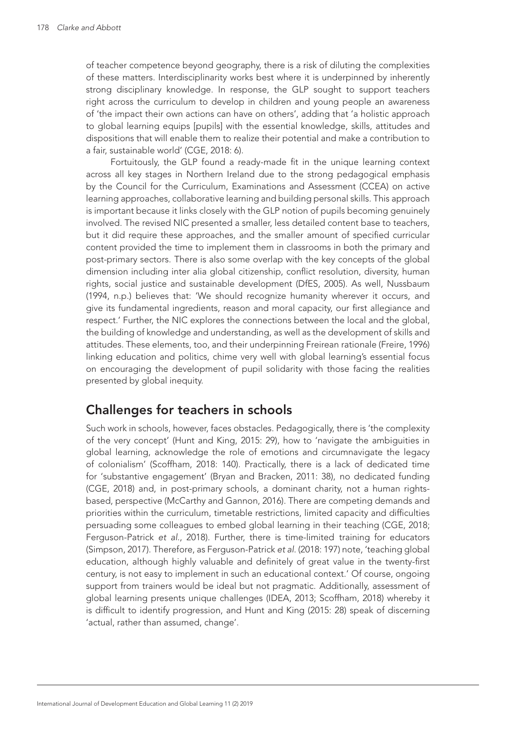of teacher competence beyond geography, there is a risk of diluting the complexities of these matters. Interdisciplinarity works best where it is underpinned by inherently strong disciplinary knowledge. In response, the GLP sought to support teachers right across the curriculum to develop in children and young people an awareness of 'the impact their own actions can have on others', adding that 'a holistic approach to global learning equips [pupils] with the essential knowledge, skills, attitudes and dispositions that will enable them to realize their potential and make a contribution to a fair, sustainable world' (CGE, 2018: 6).

Fortuitously, the GLP found a ready-made fit in the unique learning context across all key stages in Northern Ireland due to the strong pedagogical emphasis by the Council for the Curriculum, Examinations and Assessment (CCEA) on active learning approaches, collaborative learning and building personal skills. This approach is important because it links closely with the GLP notion of pupils becoming genuinely involved. The revised NIC presented a smaller, less detailed content base to teachers, but it did require these approaches, and the smaller amount of specified curricular content provided the time to implement them in classrooms in both the primary and post-primary sectors. There is also some overlap with the key concepts of the global dimension including inter alia global citizenship, conflict resolution, diversity, human rights, social justice and sustainable development (DfES, 2005). As well, Nussbaum (1994, n.p.) believes that: 'We should recognize humanity wherever it occurs, and give its fundamental ingredients, reason and moral capacity, our first allegiance and respect.' Further, the NIC explores the connections between the local and the global, the building of knowledge and understanding, as well as the development of skills and attitudes. These elements, too, and their underpinning Freirean rationale (Freire, 1996) linking education and politics, chime very well with global learning's essential focus on encouraging the development of pupil solidarity with those facing the realities presented by global inequity.

## Challenges for teachers in schools

Such work in schools, however, faces obstacles. Pedagogically, there is 'the complexity of the very concept' (Hunt and King, 2015: 29), how to 'navigate the ambiguities in global learning, acknowledge the role of emotions and circumnavigate the legacy of colonialism' (Scoffham, 2018: 140). Practically, there is a lack of dedicated time for 'substantive engagement' (Bryan and Bracken, 2011: 38), no dedicated funding (CGE, 2018) and, in post-primary schools, a dominant charity, not a human rights-based, perspective (McCarthy and Gannon, 2016). There are competing demands and priorities within the curriculum, timetable restrictions, limited capacity and difficulties persuading some colleagues to embed global learning in their teaching (CGE, 2018; Ferguson-Patrick *et al.*, 2018). Further, there is time-limited training for educators (Simpson, 2017). Therefore, as Ferguson-Patrick *et al.* (2018: 197) note, 'teaching global education, although highly valuable and definitely of great value in the twenty-first century, is not easy to implement in such an educational context.' Of course, ongoing support from trainers would be ideal but not pragmatic. Additionally, assessment of global learning presents unique challenges (IDEA, 2013; Scoffham, 2018) whereby it is difficult to identify progression, and Hunt and King (2015: 28) speak of discerning 'actual, rather than assumed, change'.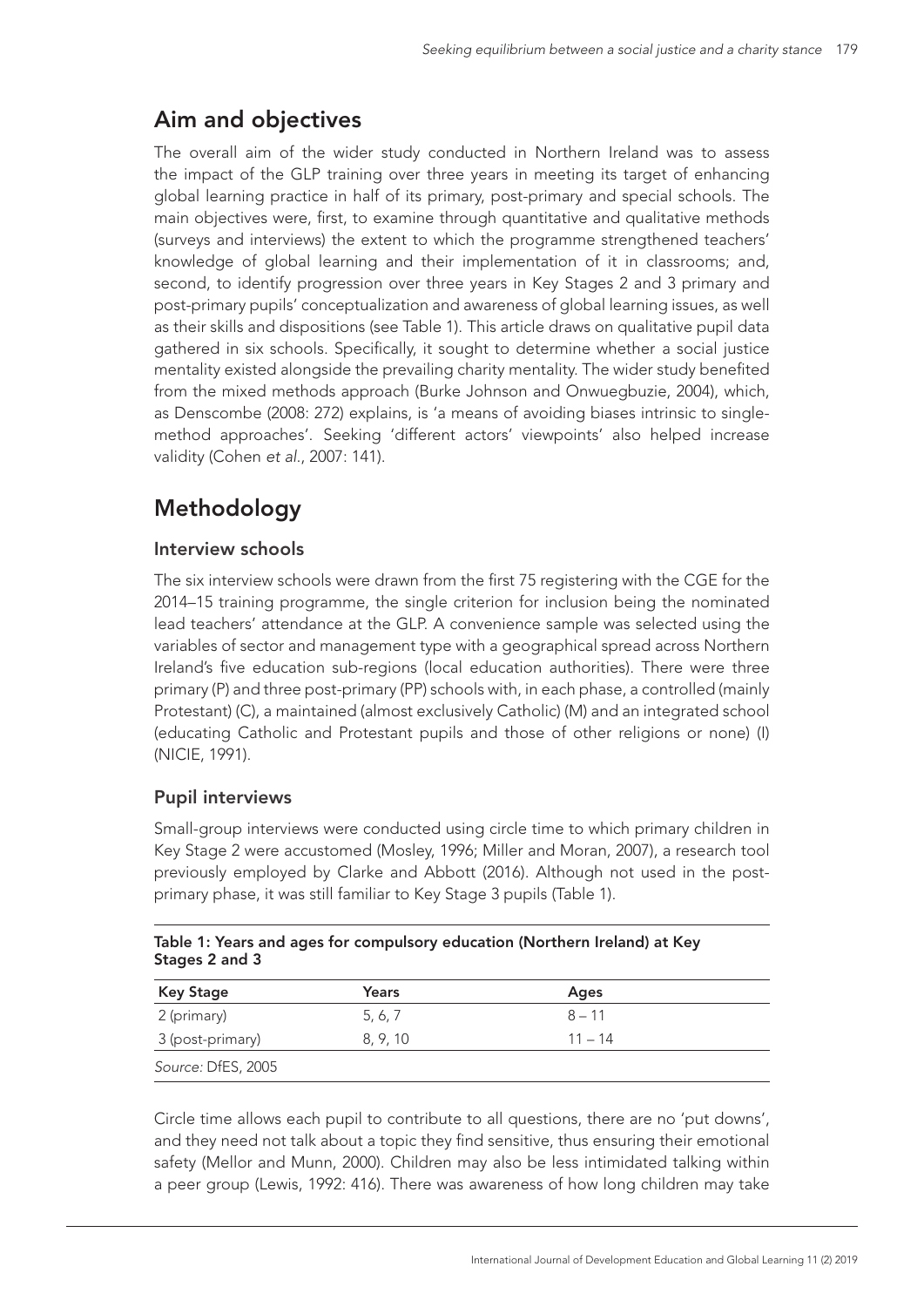## Aim and objectives

The overall aim of the wider study conducted in Northern Ireland was to assess the impact of the GLP training over three years in meeting its target of enhancing global learning practice in half of its primary, post-primary and special schools. The main objectives were, first, to examine through quantitative and qualitative methods (surveys and interviews) the extent to which the programme strengthened teachers' knowledge of global learning and their implementation of it in classrooms; and, second, to identify progression over three years in Key Stages 2 and 3 primary and post-primary pupils' conceptualization and awareness of global learning issues, as well as their skills and dispositions (see Table 1). This article draws on qualitative pupil data gathered in six schools. Specifically, it sought to determine whether a social justice mentality existed alongside the prevailing charity mentality. The wider study benefited from the mixed methods approach (Burke Johnson and Onwuegbuzie, 2004), which, as Denscombe (2008: 272) explains, is 'a means of avoiding biases intrinsic to single-method approaches'. Seeking 'different actors' viewpoints' also helped increase validity (Cohen *et al.*, 2007: 141).

## Methodology

### Interview schools

The six interview schools were drawn from the first 75 registering with the CGE for the 2014–15 training programme, the single criterion for inclusion being the nominated lead teachers' attendance at the GLP. A convenience sample was selected using the variables of sector and management type with a geographical spread across Northern Ireland's five education sub-regions (local education authorities). There were three primary (P) and three post-primary (PP) schools with, in each phase, a controlled (mainly Protestant) (C), a maintained (almost exclusively Catholic) (M) and an integrated school (educating Catholic and Protestant pupils and those of other religions or none) (I) (NICIE, 1991).

### Pupil interviews

Small-group interviews were conducted using circle time to which primary children in Key Stage 2 were accustomed (Mosley, 1996; Miller and Moran, 2007), a research tool previously employed by Clarke and Abbott (2016). Although not used in the post-primary phase, it was still familiar to Key Stage 3 pupils (Table 1).

**Table 1: Years and ages for compulsory education (Northern Ireland) at Key Stages 2 and 3**

| Key Stage | Years | Ages |
|---|---|---|
| 2 (primary) | 5, 6, 7 | 8 – 11 |
| 3 (post-primary) | 8, 9, 10 | 11 – 14 |

*Source:* DfES, 2005

Circle time allows each pupil to contribute to all questions, there are no 'put downs', and they need not talk about a topic they find sensitive, thus ensuring their emotional safety (Mellor and Munn, 2000). Children may also be less intimidated talking within a peer group (Lewis, 1992: 416). There was awareness of how long children may take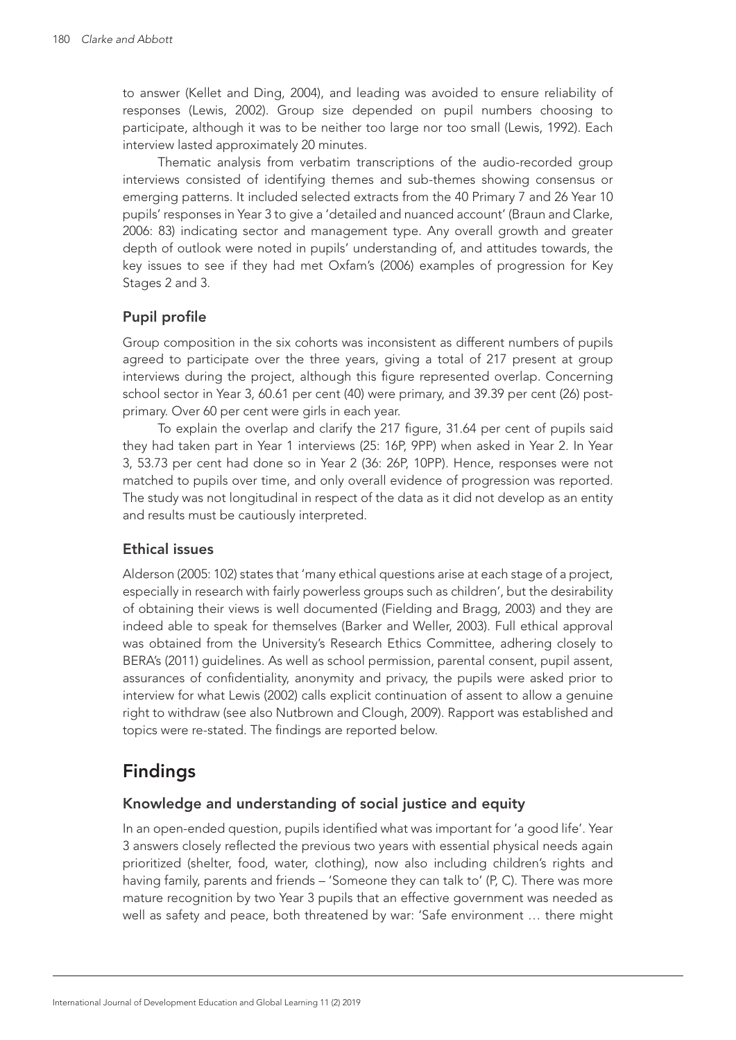to answer (Kellet and Ding, 2004), and leading was avoided to ensure reliability of responses (Lewis, 2002). Group size depended on pupil numbers choosing to participate, although it was to be neither too large nor too small (Lewis, 1992). Each interview lasted approximately 20 minutes.

Thematic analysis from verbatim transcriptions of the audio-recorded group interviews consisted of identifying themes and sub-themes showing consensus or emerging patterns. It included selected extracts from the 40 Primary 7 and 26 Year 10 pupils' responses in Year 3 to give a 'detailed and nuanced account' (Braun and Clarke, 2006: 83) indicating sector and management type. Any overall growth and greater depth of outlook were noted in pupils' understanding of, and attitudes towards, the key issues to see if they had met Oxfam's (2006) examples of progression for Key Stages 2 and 3.

### Pupil profile

Group composition in the six cohorts was inconsistent as different numbers of pupils agreed to participate over the three years, giving a total of 217 present at group interviews during the project, although this figure represented overlap. Concerning school sector in Year 3, 60.61 per cent (40) were primary, and 39.39 per cent (26) post-primary. Over 60 per cent were girls in each year.

To explain the overlap and clarify the 217 figure, 31.64 per cent of pupils said they had taken part in Year 1 interviews (25: 16P, 9PP) when asked in Year 2. In Year 3, 53.73 per cent had done so in Year 2 (36: 26P, 10PP). Hence, responses were not matched to pupils over time, and only overall evidence of progression was reported. The study was not longitudinal in respect of the data as it did not develop as an entity and results must be cautiously interpreted.

### Ethical issues

Alderson (2005: 102) states that 'many ethical questions arise at each stage of a project, especially in research with fairly powerless groups such as children', but the desirability of obtaining their views is well documented (Fielding and Bragg, 2003) and they are indeed able to speak for themselves (Barker and Weller, 2003). Full ethical approval was obtained from the University's Research Ethics Committee, adhering closely to BERA's (2011) guidelines. As well as school permission, parental consent, pupil assent, assurances of confidentiality, anonymity and privacy, the pupils were asked prior to interview for what Lewis (2002) calls explicit continuation of assent to allow a genuine right to withdraw (see also Nutbrown and Clough, 2009). Rapport was established and topics were re-stated. The findings are reported below.

## Findings

### Knowledge and understanding of social justice and equity

In an open-ended question, pupils identified what was important for 'a good life'. Year 3 answers closely reflected the previous two years with essential physical needs again prioritized (shelter, food, water, clothing), now also including children's rights and having family, parents and friends – 'Someone they can talk to' (P, C). There was more mature recognition by two Year 3 pupils that an effective government was needed as well as safety and peace, both threatened by war: 'Safe environment … there might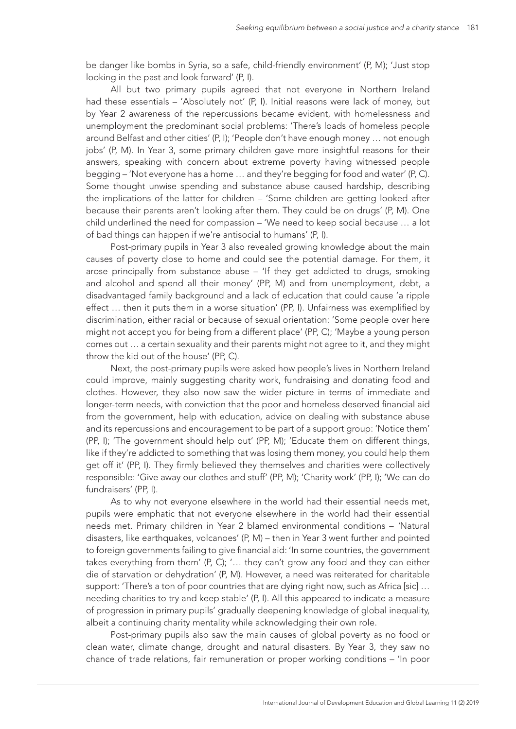be danger like bombs in Syria, so a safe, child-friendly environment' (P, M); 'Just stop looking in the past and look forward' (P, I).

All but two primary pupils agreed that not everyone in Northern Ireland had these essentials – 'Absolutely not' (P, I). Initial reasons were lack of money, but by Year 2 awareness of the repercussions became evident, with homelessness and unemployment the predominant social problems: 'There's loads of homeless people around Belfast and other cities' (P, I); 'People don't have enough money … not enough jobs' (P, M). In Year 3, some primary children gave more insightful reasons for their answers, speaking with concern about extreme poverty having witnessed people begging – 'Not everyone has a home … and they're begging for food and water' (P, C). Some thought unwise spending and substance abuse caused hardship, describing the implications of the latter for children – 'Some children are getting looked after because their parents aren't looking after them. They could be on drugs' (P, M). One child underlined the need for compassion – 'We need to keep social because … a lot of bad things can happen if we're antisocial to humans' (P, I).

Post-primary pupils in Year 3 also revealed growing knowledge about the main causes of poverty close to home and could see the potential damage. For them, it arose principally from substance abuse – 'If they get addicted to drugs, smoking and alcohol and spend all their money' (PP, M) and from unemployment, debt, a disadvantaged family background and a lack of education that could cause 'a ripple effect … then it puts them in a worse situation' (PP, I). Unfairness was exemplified by discrimination, either racial or because of sexual orientation: 'Some people over here might not accept you for being from a different place' (PP, C); 'Maybe a young person comes out … a certain sexuality and their parents might not agree to it, and they might throw the kid out of the house' (PP, C).

Next, the post-primary pupils were asked how people's lives in Northern Ireland could improve, mainly suggesting charity work, fundraising and donating food and clothes. However, they also now saw the wider picture in terms of immediate and longer-term needs, with conviction that the poor and homeless deserved financial aid from the government, help with education, advice on dealing with substance abuse and its repercussions and encouragement to be part of a support group: 'Notice them' (PP, I); 'The government should help out' (PP, M); 'Educate them on different things, like if they're addicted to something that was losing them money, you could help them get off it' (PP, I). They firmly believed they themselves and charities were collectively responsible: 'Give away our clothes and stuff' (PP, M); 'Charity work' (PP, I); 'We can do fundraisers' (PP, I).

As to why not everyone elsewhere in the world had their essential needs met, pupils were emphatic that not everyone elsewhere in the world had their essential needs met. Primary children in Year 2 blamed environmental conditions – 'Natural disasters, like earthquakes, volcanoes' (P, M) – then in Year 3 went further and pointed to foreign governments failing to give financial aid: 'In some countries, the government takes everything from them' (P, C); '… they can't grow any food and they can either die of starvation or dehydration' (P, M). However, a need was reiterated for charitable support: 'There's a ton of poor countries that are dying right now, such as Africa [sic] … needing charities to try and keep stable' (P, I). All this appeared to indicate a measure of progression in primary pupils' gradually deepening knowledge of global inequality, albeit a continuing charity mentality while acknowledging their own role.

Post-primary pupils also saw the main causes of global poverty as no food or clean water, climate change, drought and natural disasters. By Year 3, they saw no chance of trade relations, fair remuneration or proper working conditions – 'In poor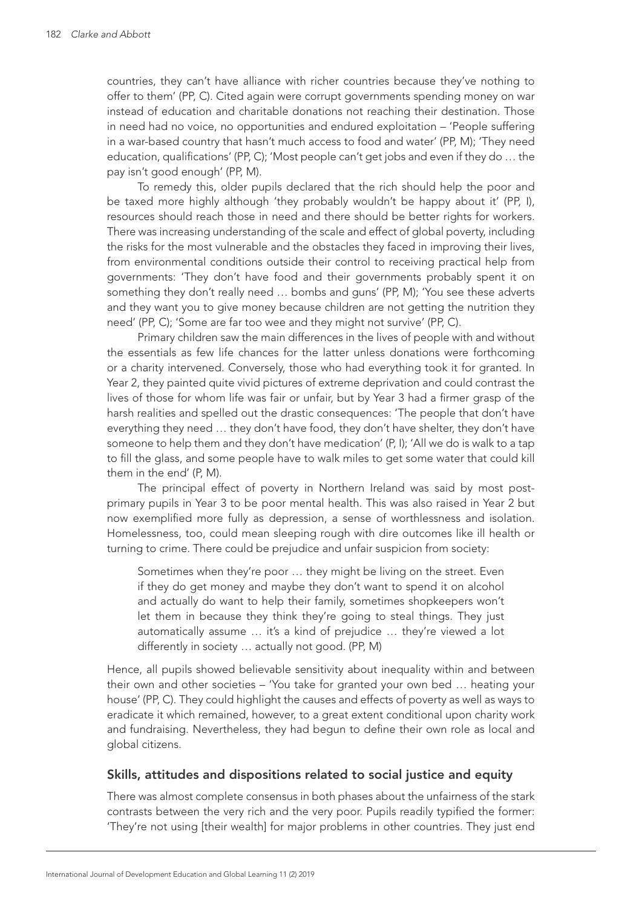countries, they can't have alliance with richer countries because they've nothing to offer to them' (PP, C). Cited again were corrupt governments spending money on war instead of education and charitable donations not reaching their destination. Those in need had no voice, no opportunities and endured exploitation – 'People suffering in a war-based country that hasn't much access to food and water' (PP, M); 'They need education, qualifications' (PP, C); 'Most people can't get jobs and even if they do … the pay isn't good enough' (PP, M).

To remedy this, older pupils declared that the rich should help the poor and be taxed more highly although 'they probably wouldn't be happy about it' (PP, I), resources should reach those in need and there should be better rights for workers. There was increasing understanding of the scale and effect of global poverty, including the risks for the most vulnerable and the obstacles they faced in improving their lives, from environmental conditions outside their control to receiving practical help from governments: 'They don't have food and their governments probably spent it on something they don't really need … bombs and guns' (PP, M); 'You see these adverts and they want you to give money because children are not getting the nutrition they need' (PP, C); 'Some are far too wee and they might not survive' (PP, C).

Primary children saw the main differences in the lives of people with and without the essentials as few life chances for the latter unless donations were forthcoming or a charity intervened. Conversely, those who had everything took it for granted. In Year 2, they painted quite vivid pictures of extreme deprivation and could contrast the lives of those for whom life was fair or unfair, but by Year 3 had a firmer grasp of the harsh realities and spelled out the drastic consequences: 'The people that don't have everything they need … they don't have food, they don't have shelter, they don't have someone to help them and they don't have medication' (P, I); 'All we do is walk to a tap to fill the glass, and some people have to walk miles to get some water that could kill them in the end' (P, M).

The principal effect of poverty in Northern Ireland was said by most post-primary pupils in Year 3 to be poor mental health. This was also raised in Year 2 but now exemplified more fully as depression, a sense of worthlessness and isolation. Homelessness, too, could mean sleeping rough with dire outcomes like ill health or turning to crime. There could be prejudice and unfair suspicion from society:

> Sometimes when they're poor … they might be living on the street. Even if they do get money and maybe they don't want to spend it on alcohol and actually do want to help their family, sometimes shopkeepers won't let them in because they think they're going to steal things. They just automatically assume … it's a kind of prejudice … they're viewed a lot differently in society … actually not good. (PP, M)

Hence, all pupils showed believable sensitivity about inequality within and between their own and other societies – 'You take for granted your own bed … heating your house' (PP, C). They could highlight the causes and effects of poverty as well as ways to eradicate it which remained, however, to a great extent conditional upon charity work and fundraising. Nevertheless, they had begun to define their own role as local and global citizens.

## Skills, attitudes and dispositions related to social justice and equity

There was almost complete consensus in both phases about the unfairness of the stark contrasts between the very rich and the very poor. Pupils readily typified the former: 'They're not using [their wealth] for major problems in other countries. They just end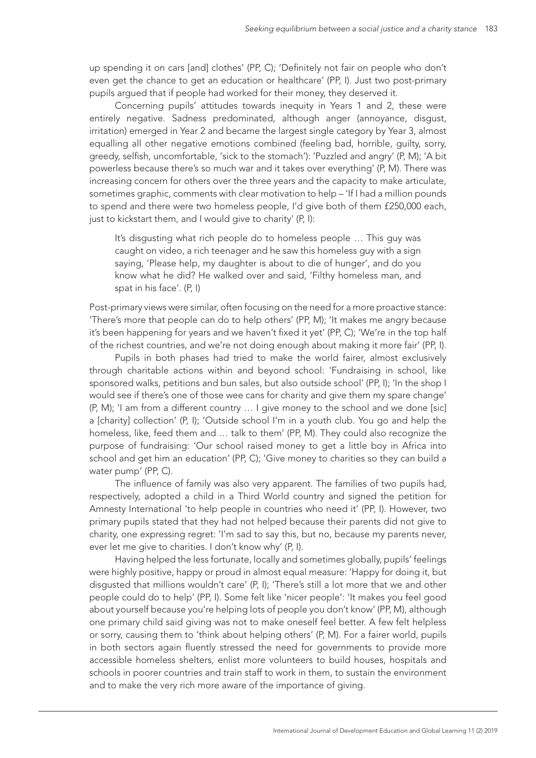up spending it on cars [and] clothes' (PP, C); 'Definitely not fair on people who don't even get the chance to get an education or healthcare' (PP, I). Just two post-primary pupils argued that if people had worked for their money, they deserved it.

Concerning pupils' attitudes towards inequity in Years 1 and 2, these were entirely negative. Sadness predominated, although anger (annoyance, disgust, irritation) emerged in Year 2 and became the largest single category by Year 3, almost equalling all other negative emotions combined (feeling bad, horrible, guilty, sorry, greedy, selfish, uncomfortable, 'sick to the stomach'): 'Puzzled and angry' (P, M); 'A bit powerless because there's so much war and it takes over everything' (P, M). There was increasing concern for others over the three years and the capacity to make articulate, sometimes graphic, comments with clear motivation to help – 'If I had a million pounds to spend and there were two homeless people, I'd give both of them £250,000 each, just to kickstart them, and I would give to charity' (P, I):

> It's disgusting what rich people do to homeless people … This guy was caught on video, a rich teenager and he saw this homeless guy with a sign saying, 'Please help, my daughter is about to die of hunger', and do you know what he did? He walked over and said, 'Filthy homeless man, and spat in his face'. (P, I)

Post-primary views were similar, often focusing on the need for a more proactive stance: 'There's more that people can do to help others' (PP, M); 'It makes me angry because it's been happening for years and we haven't fixed it yet' (PP, C); 'We're in the top half of the richest countries, and we're not doing enough about making it more fair' (PP, I).

Pupils in both phases had tried to make the world fairer, almost exclusively through charitable actions within and beyond school: 'Fundraising in school, like sponsored walks, petitions and bun sales, but also outside school' (PP, I); 'In the shop I would see if there's one of those wee cans for charity and give them my spare change' (P, M); 'I am from a different country … I give money to the school and we done [sic] a [charity] collection' (P, I); 'Outside school I'm in a youth club. You go and help the homeless, like, feed them and … talk to them' (PP, M). They could also recognize the purpose of fundraising: 'Our school raised money to get a little boy in Africa into school and get him an education' (PP, C); 'Give money to charities so they can build a water pump' (PP, C).

The influence of family was also very apparent. The families of two pupils had, respectively, adopted a child in a Third World country and signed the petition for Amnesty International 'to help people in countries who need it' (PP, I). However, two primary pupils stated that they had not helped because their parents did not give to charity, one expressing regret: 'I'm sad to say this, but no, because my parents never, ever let me give to charities. I don't know why' (P, I).

Having helped the less fortunate, locally and sometimes globally, pupils' feelings were highly positive, happy or proud in almost equal measure: 'Happy for doing it, but disgusted that millions wouldn't care' (P, I); 'There's still a lot more that we and other people could do to help' (PP, I). Some felt like 'nicer people': 'It makes you feel good about yourself because you're helping lots of people you don't know' (PP, M), although one primary child said giving was not to make oneself feel better. A few felt helpless or sorry, causing them to 'think about helping others' (P, M). For a fairer world, pupils in both sectors again fluently stressed the need for governments to provide more accessible homeless shelters, enlist more volunteers to build houses, hospitals and schools in poorer countries and train staff to work in them, to sustain the environment and to make the very rich more aware of the importance of giving.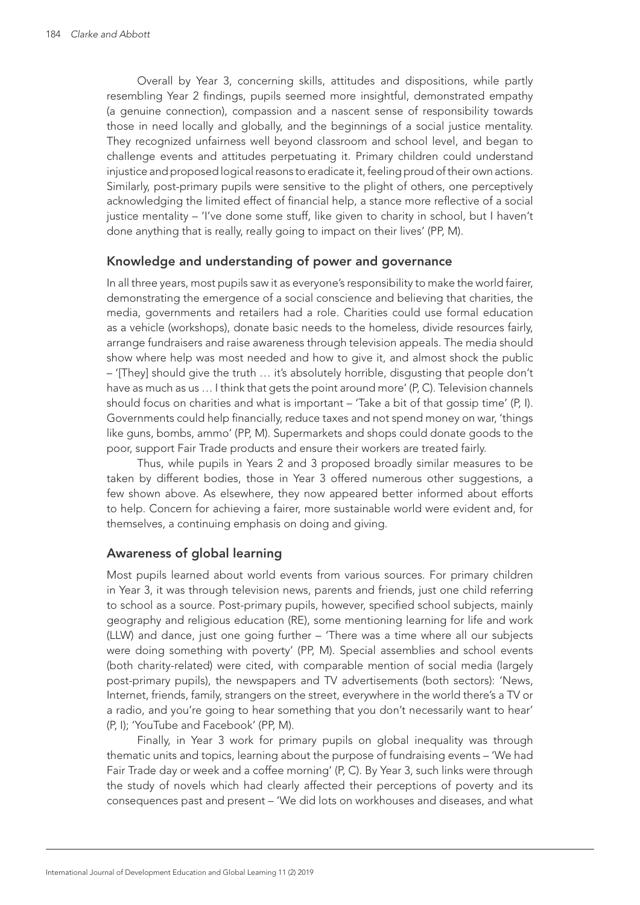Overall by Year 3, concerning skills, attitudes and dispositions, while partly resembling Year 2 findings, pupils seemed more insightful, demonstrated empathy (a genuine connection), compassion and a nascent sense of responsibility towards those in need locally and globally, and the beginnings of a social justice mentality. They recognized unfairness well beyond classroom and school level, and began to challenge events and attitudes perpetuating it. Primary children could understand injustice and proposed logical reasons to eradicate it, feeling proud of their own actions. Similarly, post-primary pupils were sensitive to the plight of others, one perceptively acknowledging the limited effect of financial help, a stance more reflective of a social justice mentality – 'I've done some stuff, like given to charity in school, but I haven't done anything that is really, really going to impact on their lives' (PP, M).

## Knowledge and understanding of power and governance

In all three years, most pupils saw it as everyone's responsibility to make the world fairer, demonstrating the emergence of a social conscience and believing that charities, the media, governments and retailers had a role. Charities could use formal education as a vehicle (workshops), donate basic needs to the homeless, divide resources fairly, arrange fundraisers and raise awareness through television appeals. The media should show where help was most needed and how to give it, and almost shock the public – '[They] should give the truth … it's absolutely horrible, disgusting that people don't have as much as us … I think that gets the point around more' (P, C). Television channels should focus on charities and what is important – 'Take a bit of that gossip time' (P, I). Governments could help financially, reduce taxes and not spend money on war, 'things like guns, bombs, ammo' (PP, M). Supermarkets and shops could donate goods to the poor, support Fair Trade products and ensure their workers are treated fairly.

Thus, while pupils in Years 2 and 3 proposed broadly similar measures to be taken by different bodies, those in Year 3 offered numerous other suggestions, a few shown above. As elsewhere, they now appeared better informed about efforts to help. Concern for achieving a fairer, more sustainable world were evident and, for themselves, a continuing emphasis on doing and giving.

## Awareness of global learning

Most pupils learned about world events from various sources. For primary children in Year 3, it was through television news, parents and friends, just one child referring to school as a source. Post-primary pupils, however, specified school subjects, mainly geography and religious education (RE), some mentioning learning for life and work (LLW) and dance, just one going further – 'There was a time where all our subjects were doing something with poverty' (PP, M). Special assemblies and school events (both charity-related) were cited, with comparable mention of social media (largely post-primary pupils), the newspapers and TV advertisements (both sectors): 'News, Internet, friends, family, strangers on the street, everywhere in the world there's a TV or a radio, and you're going to hear something that you don't necessarily want to hear' (P, I); 'YouTube and Facebook' (PP, M).

Finally, in Year 3 work for primary pupils on global inequality was through thematic units and topics, learning about the purpose of fundraising events – 'We had Fair Trade day or week and a coffee morning' (P, C). By Year 3, such links were through the study of novels which had clearly affected their perceptions of poverty and its consequences past and present – 'We did lots on workhouses and diseases, and what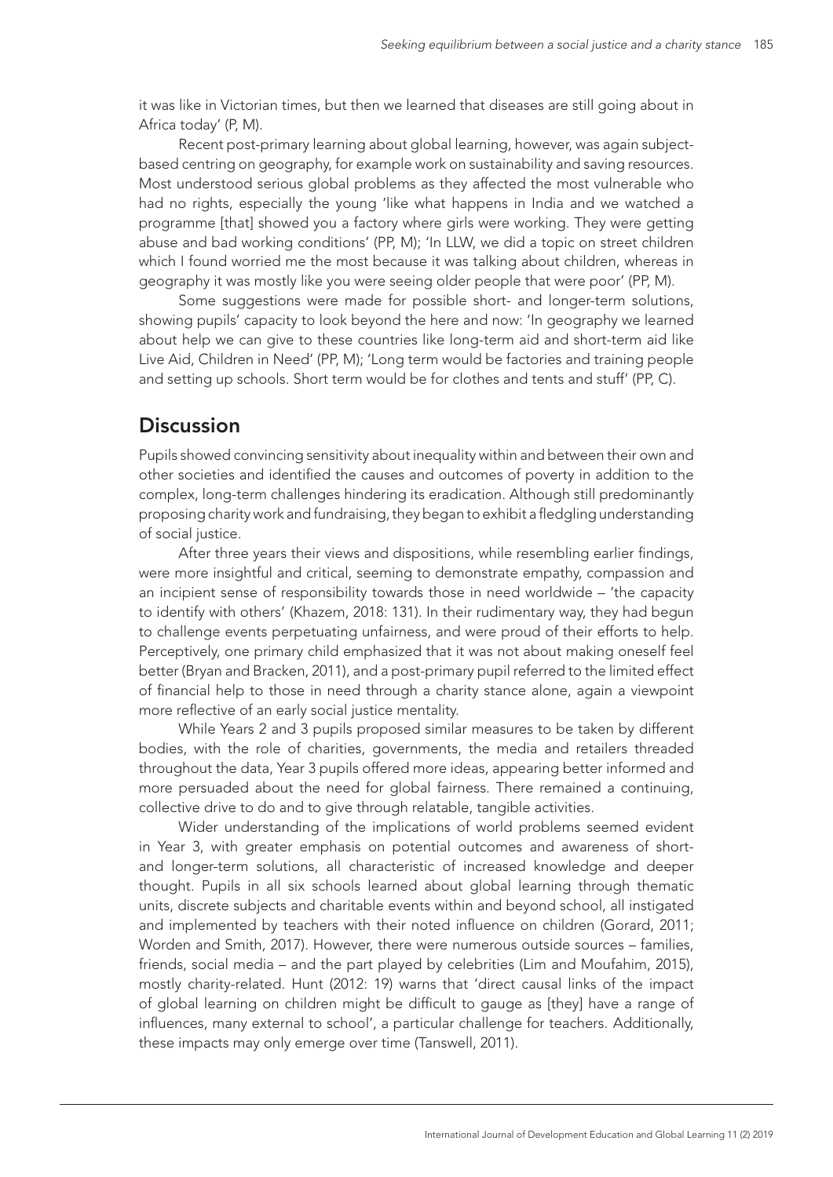it was like in Victorian times, but then we learned that diseases are still going about in Africa today' (P, M).

Recent post-primary learning about global learning, however, was again subject-based centring on geography, for example work on sustainability and saving resources. Most understood serious global problems as they affected the most vulnerable who had no rights, especially the young 'like what happens in India and we watched a programme [that] showed you a factory where girls were working. They were getting abuse and bad working conditions' (PP, M); 'In LLW, we did a topic on street children which I found worried me the most because it was talking about children, whereas in geography it was mostly like you were seeing older people that were poor' (PP, M).

Some suggestions were made for possible short- and longer-term solutions, showing pupils' capacity to look beyond the here and now: 'In geography we learned about help we can give to these countries like long-term aid and short-term aid like Live Aid, Children in Need' (PP, M); 'Long term would be factories and training people and setting up schools. Short term would be for clothes and tents and stuff' (PP, C).

## Discussion

Pupils showed convincing sensitivity about inequality within and between their own and other societies and identified the causes and outcomes of poverty in addition to the complex, long-term challenges hindering its eradication. Although still predominantly proposing charity work and fundraising, they began to exhibit a fledgling understanding of social justice.

After three years their views and dispositions, while resembling earlier findings, were more insightful and critical, seeming to demonstrate empathy, compassion and an incipient sense of responsibility towards those in need worldwide – 'the capacity to identify with others' (Khazem, 2018: 131). In their rudimentary way, they had begun to challenge events perpetuating unfairness, and were proud of their efforts to help. Perceptively, one primary child emphasized that it was not about making oneself feel better (Bryan and Bracken, 2011), and a post-primary pupil referred to the limited effect of financial help to those in need through a charity stance alone, again a viewpoint more reflective of an early social justice mentality.

While Years 2 and 3 pupils proposed similar measures to be taken by different bodies, with the role of charities, governments, the media and retailers threaded throughout the data, Year 3 pupils offered more ideas, appearing better informed and more persuaded about the need for global fairness. There remained a continuing, collective drive to do and to give through relatable, tangible activities.

Wider understanding of the implications of world problems seemed evident in Year 3, with greater emphasis on potential outcomes and awareness of short- and longer-term solutions, all characteristic of increased knowledge and deeper thought. Pupils in all six schools learned about global learning through thematic units, discrete subjects and charitable events within and beyond school, all instigated and implemented by teachers with their noted influence on children (Gorard, 2011; Worden and Smith, 2017). However, there were numerous outside sources – families, friends, social media – and the part played by celebrities (Lim and Moufahim, 2015), mostly charity-related. Hunt (2012: 19) warns that 'direct causal links of the impact of global learning on children might be difficult to gauge as [they] have a range of influences, many external to school', a particular challenge for teachers. Additionally, these impacts may only emerge over time (Tanswell, 2011).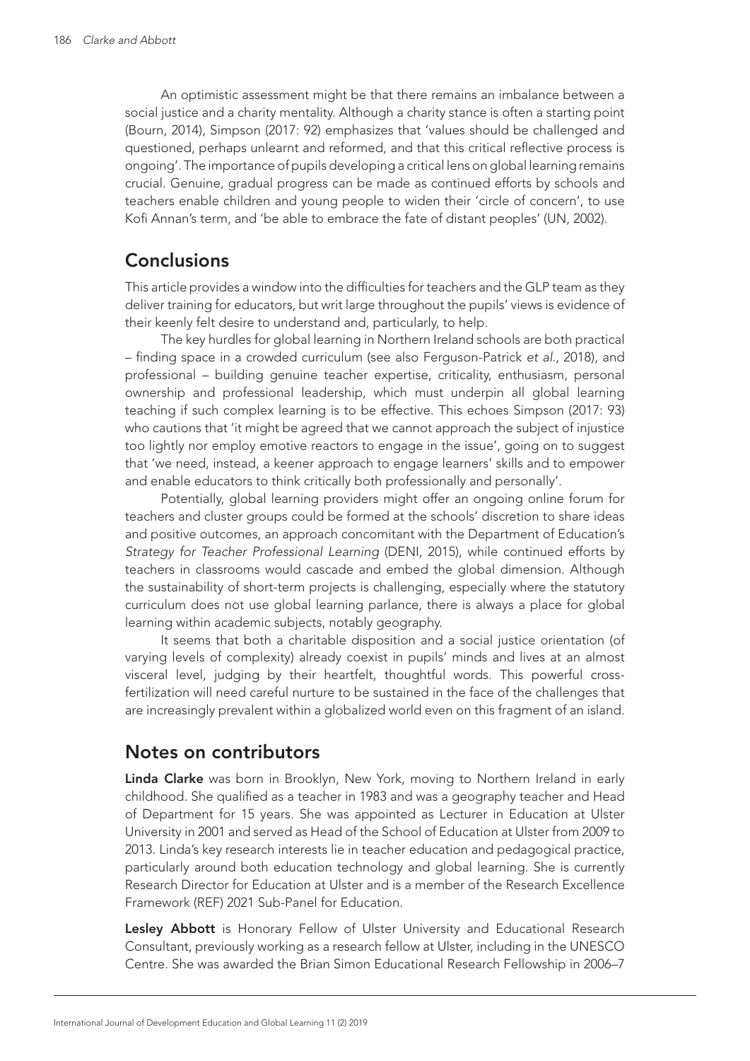An optimistic assessment might be that there remains an imbalance between a social justice and a charity mentality. Although a charity stance is often a starting point (Bourn, 2014), Simpson (2017: 92) emphasizes that 'values should be challenged and questioned, perhaps unlearnt and reformed, and that this critical reflective process is ongoing'. The importance of pupils developing a critical lens on global learning remains crucial. Genuine, gradual progress can be made as continued efforts by schools and teachers enable children and young people to widen their 'circle of concern', to use Kofi Annan's term, and 'be able to embrace the fate of distant peoples' (UN, 2002).

## Conclusions

This article provides a window into the difficulties for teachers and the GLP team as they deliver training for educators, but writ large throughout the pupils' views is evidence of their keenly felt desire to understand and, particularly, to help.

The key hurdles for global learning in Northern Ireland schools are both practical – finding space in a crowded curriculum (see also Ferguson-Patrick *et al.*, 2018), and professional – building genuine teacher expertise, criticality, enthusiasm, personal ownership and professional leadership, which must underpin all global learning teaching if such complex learning is to be effective. This echoes Simpson (2017: 93) who cautions that 'it might be agreed that we cannot approach the subject of injustice too lightly nor employ emotive reactors to engage in the issue', going on to suggest that 'we need, instead, a keener approach to engage learners' skills and to empower and enable educators to think critically both professionally and personally'.

Potentially, global learning providers might offer an ongoing online forum for teachers and cluster groups could be formed at the schools' discretion to share ideas and positive outcomes, an approach concomitant with the Department of Education's *Strategy for Teacher Professional Learning* (DENI, 2015), while continued efforts by teachers in classrooms would cascade and embed the global dimension. Although the sustainability of short-term projects is challenging, especially where the statutory curriculum does not use global learning parlance, there is always a place for global learning within academic subjects, notably geography.

It seems that both a charitable disposition and a social justice orientation (of varying levels of complexity) already coexist in pupils' minds and lives at an almost visceral level, judging by their heartfelt, thoughtful words. This powerful cross-fertilization will need careful nurture to be sustained in the face of the challenges that are increasingly prevalent within a globalized world even on this fragment of an island.

## Notes on contributors

**Linda Clarke** was born in Brooklyn, New York, moving to Northern Ireland in early childhood. She qualified as a teacher in 1983 and was a geography teacher and Head of Department for 15 years. She was appointed as Lecturer in Education at Ulster University in 2001 and served as Head of the School of Education at Ulster from 2009 to 2013. Linda's key research interests lie in teacher education and pedagogical practice, particularly around both education technology and global learning. She is currently Research Director for Education at Ulster and is a member of the Research Excellence Framework (REF) 2021 Sub-Panel for Education.

**Lesley Abbott** is Honorary Fellow of Ulster University and Educational Research Consultant, previously working as a research fellow at Ulster, including in the UNESCO Centre. She was awarded the Brian Simon Educational Research Fellowship in 2006–7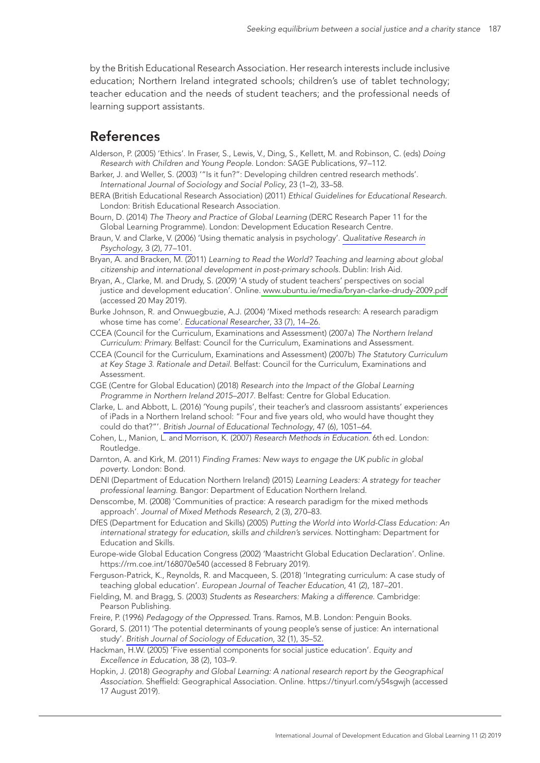by the British Educational Research Association. Her research interests include inclusive education; Northern Ireland integrated schools; children's use of tablet technology; teacher education and the needs of student teachers; and the professional needs of learning support assistants.

## References

Alderson, P. (2005) 'Ethics'. In Fraser, S., Lewis, V., Ding, S., Kellett, M. and Robinson, C. (eds) *Doing Research with Children and Young People*. London: SAGE Publications, 97–112.

Barker, J. and Weller, S. (2003) '"Is it fun?": Developing children centred research methods'. *International Journal of Sociology and Social Policy*, 23 (1–2), 33–58.

BERA (British Educational Research Association) (2011) *Ethical Guidelines for Educational Research*. London: British Educational Research Association.

Bourn, D. (2014) *The Theory and Practice of Global Learning* (DERC Research Paper 11 for the Global Learning Programme). London: Development Education Research Centre.

Braun, V. and Clarke, V. (2006) 'Using thematic analysis in psychology'. *Qualitative Research in Psychology*, 3 (2), 77–101.

Bryan, A. and Bracken, M. (2011) *Learning to Read the World? Teaching and learning about global citizenship and international development in post-primary schools*. Dublin: Irish Aid.

Bryan, A., Clarke, M. and Drudy, S. (2009) 'A study of student teachers' perspectives on social justice and development education'. Online. www.ubuntu.ie/media/bryan-clarke-drudy-2009.pdf (accessed 20 May 2019).

Burke Johnson, R. and Onwuegbuzie, A.J. (2004) 'Mixed methods research: A research paradigm whose time has come'. *Educational Researcher*, 33 (7), 14–26.

CCEA (Council for the Curriculum, Examinations and Assessment) (2007a) *The Northern Ireland Curriculum: Primary*. Belfast: Council for the Curriculum, Examinations and Assessment.

CCEA (Council for the Curriculum, Examinations and Assessment) (2007b) *The Statutory Curriculum at Key Stage 3. Rationale and Detail*. Belfast: Council for the Curriculum, Examinations and Assessment.

CGE (Centre for Global Education) (2018) *Research into the Impact of the Global Learning Programme in Northern Ireland 2015–2017*. Belfast: Centre for Global Education.

Clarke, L. and Abbott, L. (2016) 'Young pupils', their teacher's and classroom assistants' experiences of iPads in a Northern Ireland school: "Four and five years old, who would have thought they could do that?"'. *British Journal of Educational Technology*, 47 (6), 1051–64.

Cohen, L., Manion, L. and Morrison, K. (2007) *Research Methods in Education*. 6th ed. London: Routledge.

Darnton, A. and Kirk, M. (2011) *Finding Frames: New ways to engage the UK public in global poverty*. London: Bond.

DENI (Department of Education Northern Ireland) (2015) *Learning Leaders: A strategy for teacher professional learning*. Bangor: Department of Education Northern Ireland.

Denscombe, M. (2008) 'Communities of practice: A research paradigm for the mixed methods approach'. *Journal of Mixed Methods Research*, 2 (3), 270–83.

DfES (Department for Education and Skills) (2005) *Putting the World into World-Class Education: An international strategy for education, skills and children's services*. Nottingham: Department for Education and Skills.

Europe-wide Global Education Congress (2002) 'Maastricht Global Education Declaration'. Online. https://rm.coe.int/168070e540 (accessed 8 February 2019).

Ferguson-Patrick, K., Reynolds, R. and Macqueen, S. (2018) 'Integrating curriculum: A case study of teaching global education'. *European Journal of Teacher Education*, 41 (2), 187–201.

Fielding, M. and Bragg, S. (2003) *Students as Researchers: Making a difference*. Cambridge: Pearson Publishing.

Freire, P. (1996) *Pedagogy of the Oppressed*. Trans. Ramos, M.B. London: Penguin Books.

Gorard, S. (2011) 'The potential determinants of young people's sense of justice: An international study'. *British Journal of Sociology of Education*, 32 (1), 35–52.

Hackman, H.W. (2005) 'Five essential components for social justice education'. *Equity and Excellence in Education*, 38 (2), 103–9.

Hopkin, J. (2018) *Geography and Global Learning: A national research report by the Geographical Association*. Sheffield: Geographical Association. Online. https://tinyurl.com/y54sgwjh (accessed 17 August 2019).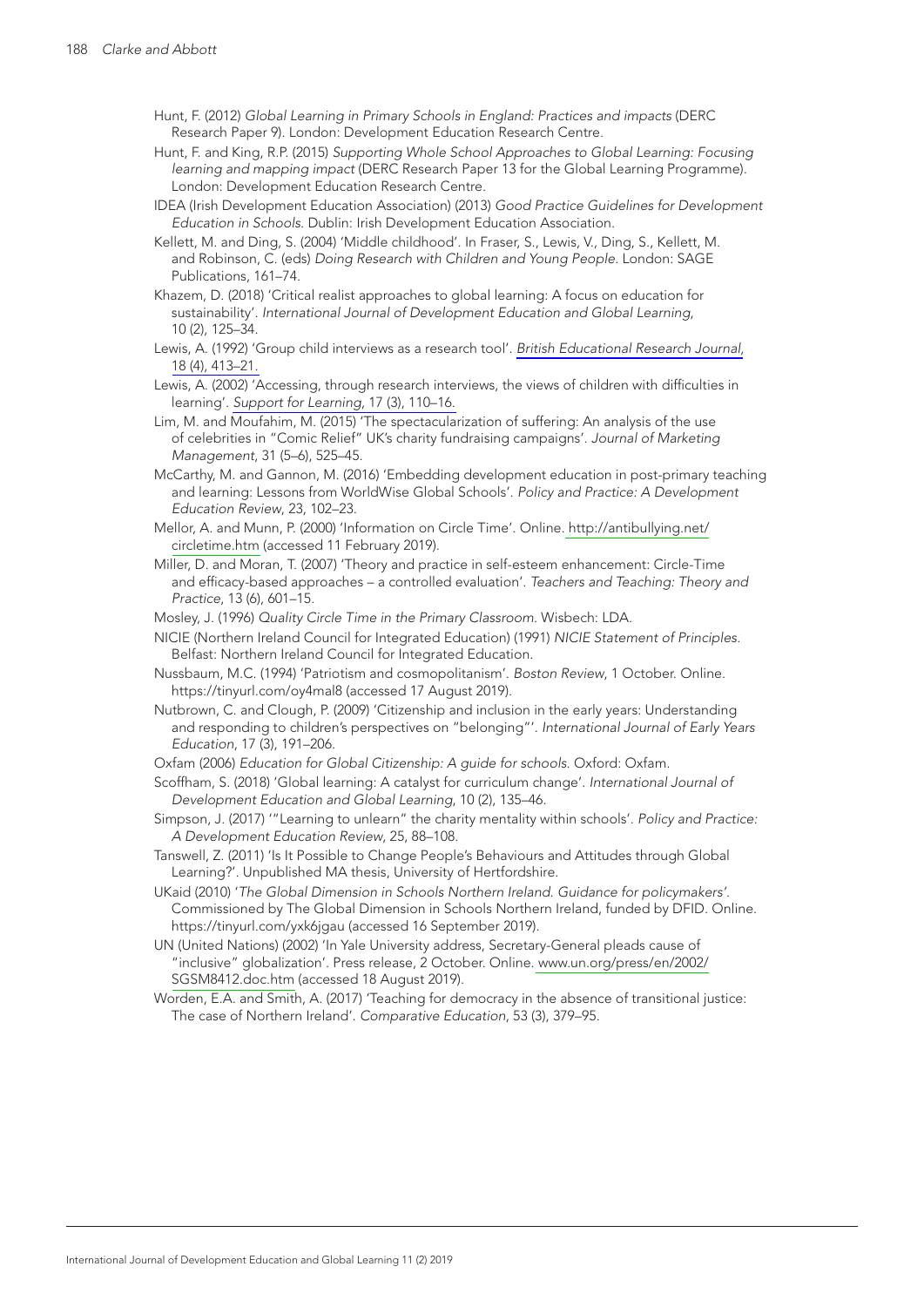Hunt, F. (2012) *Global Learning in Primary Schools in England: Practices and impacts* (DERC Research Paper 9). London: Development Education Research Centre.

Hunt, F. and King, R.P. (2015) *Supporting Whole School Approaches to Global Learning: Focusing learning and mapping impact* (DERC Research Paper 13 for the Global Learning Programme). London: Development Education Research Centre.

IDEA (Irish Development Education Association) (2013) *Good Practice Guidelines for Development Education in Schools*. Dublin: Irish Development Education Association.

Kellett, M. and Ding, S. (2004) 'Middle childhood'. In Fraser, S., Lewis, V., Ding, S., Kellett, M. and Robinson, C. (eds) *Doing Research with Children and Young People*. London: SAGE Publications, 161–74.

Khazem, D. (2018) 'Critical realist approaches to global learning: A focus on education for sustainability'. *International Journal of Development Education and Global Learning*, 10 (2), 125–34.

Lewis, A. (1992) 'Group child interviews as a research tool'. *British Educational Research Journal*, 18 (4), 413–21.

Lewis, A. (2002) 'Accessing, through research interviews, the views of children with difficulties in learning'. *Support for Learning*, 17 (3), 110–16.

Lim, M. and Moufahim, M. (2015) 'The spectacularization of suffering: An analysis of the use of celebrities in "Comic Relief" UK's charity fundraising campaigns'. *Journal of Marketing Management*, 31 (5–6), 525–45.

McCarthy, M. and Gannon, M. (2016) 'Embedding development education in post-primary teaching and learning: Lessons from WorldWise Global Schools'. *Policy and Practice: A Development Education Review*, 23, 102–23.

Mellor, A. and Munn, P. (2000) 'Information on Circle Time'. Online. http://antibullying.net/circletime.htm (accessed 11 February 2019).

Miller, D. and Moran, T. (2007) 'Theory and practice in self-esteem enhancement: Circle-Time and efficacy-based approaches – a controlled evaluation'. *Teachers and Teaching: Theory and Practice*, 13 (6), 601–15.

Mosley, J. (1996) *Quality Circle Time in the Primary Classroom*. Wisbech: LDA.

NICIE (Northern Ireland Council for Integrated Education) (1991) *NICIE Statement of Principles*. Belfast: Northern Ireland Council for Integrated Education.

Nussbaum, M.C. (1994) 'Patriotism and cosmopolitanism'. *Boston Review*, 1 October. Online. https://tinyurl.com/oy4mal8 (accessed 17 August 2019).

Nutbrown, C. and Clough, P. (2009) 'Citizenship and inclusion in the early years: Understanding and responding to children's perspectives on "belonging"'. *International Journal of Early Years Education*, 17 (3), 191–206.

Oxfam (2006) *Education for Global Citizenship: A guide for schools*. Oxford: Oxfam.

Scoffham, S. (2018) 'Global learning: A catalyst for curriculum change'. *International Journal of Development Education and Global Learning*, 10 (2), 135–46.

Simpson, J. (2017) '"Learning to unlearn" the charity mentality within schools'. *Policy and Practice: A Development Education Review*, 25, 88–108.

Tanswell, Z. (2011) 'Is It Possible to Change People's Behaviours and Attitudes through Global Learning?'. Unpublished MA thesis, University of Hertfordshire.

UKaid (2010) '*The Global Dimension in Schools Northern Ireland. Guidance for policymakers'*. Commissioned by The Global Dimension in Schools Northern Ireland, funded by DFID. Online. https://tinyurl.com/yxk6jgau (accessed 16 September 2019).

UN (United Nations) (2002) 'In Yale University address, Secretary-General pleads cause of "inclusive" globalization'. Press release, 2 October. Online. www.un.org/press/en/2002/SGSM8412.doc.htm (accessed 18 August 2019).

Worden, E.A. and Smith, A. (2017) 'Teaching for democracy in the absence of transitional justice: The case of Northern Ireland'. *Comparative Education*, 53 (3), 379–95.